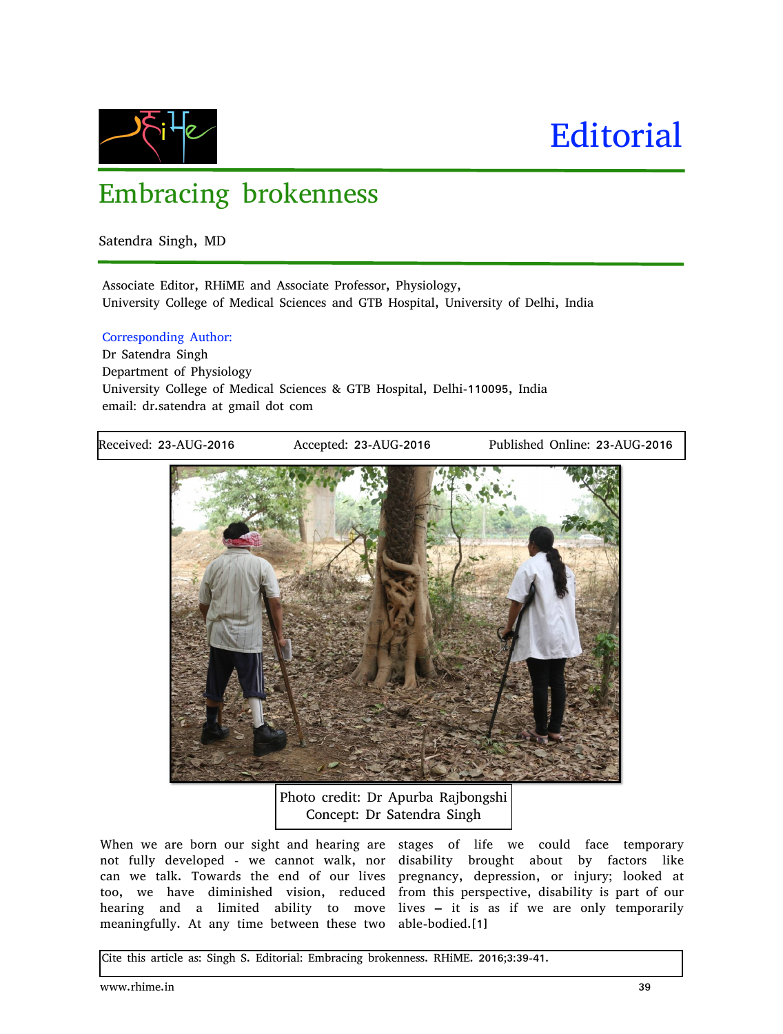# Editorial

## Embracing brokenness

Satendra Singh, MD

Associate Editor, RHiME and Associate Professor, Physiology,
University College of Medical Sciences and GTB Hospital, University of Delhi, India

Corresponding Author:
Dr Satendra Singh
Department of Physiology
University College of Medical Sciences & GTB Hospital, Delhi-110095, India
email: dr.satendra at gmail dot com

Received: 23-AUG-2016 Accepted: 23-AUG-2016 Published Online: 23-AUG-2016

Photo credit: Dr Apurba Rajbongshi
Concept: Dr Satendra Singh

When we are born our sight and hearing are not fully developed - we cannot walk, nor can we talk. Towards the end of our lives too, we have diminished vision, reduced hearing and a limited ability to move meaningfully. At any time between these two stages of life we could face temporary disability brought about by factors like pregnancy, depression, or injury; looked at from this perspective, disability is part of our lives – it is as if we are only temporarily able-bodied.[1]

Cite this article as: Singh S. Editorial: Embracing brokenness. RHiME. 2016;3:39-41.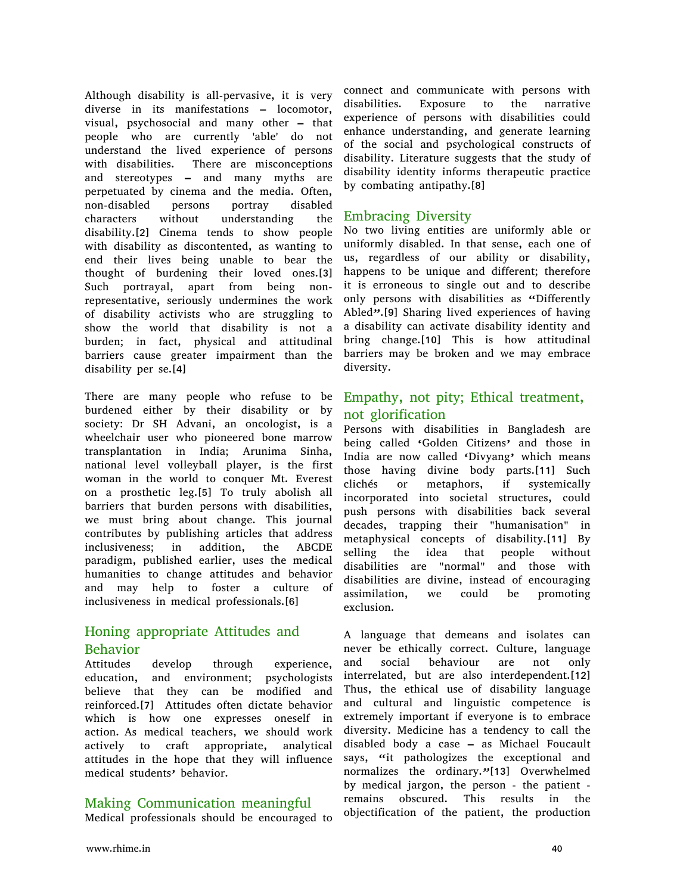Although disability is all-pervasive, it is very diverse in its manifestations – locomotor, visual, psychosocial and many other – that people who are currently 'able' do not understand the lived experience of persons with disabilities. There are misconceptions and stereotypes – and many myths are perpetuated by cinema and the media. Often, non-disabled persons portray disabled characters without understanding the disability.[2] Cinema tends to show people with disability as discontented, as wanting to end their lives being unable to bear the thought of burdening their loved ones.[3] Such portrayal, apart from being non-representative, seriously undermines the work of disability activists who are struggling to show the world that disability is not a burden; in fact, physical and attitudinal barriers cause greater impairment than the disability per se.[4]

There are many people who refuse to be burdened either by their disability or by society: Dr SH Advani, an oncologist, is a wheelchair user who pioneered bone marrow transplantation in India; Arunima Sinha, national level volleyball player, is the first woman in the world to conquer Mt. Everest on a prosthetic leg.[5] To truly abolish all barriers that burden persons with disabilities, we must bring about change. This journal contributes by publishing articles that address inclusiveness; in addition, the ABCDE paradigm, published earlier, uses the medical humanities to change attitudes and behavior and may help to foster a culture of inclusiveness in medical professionals.[6]

## Honing appropriate Attitudes and Behavior

Attitudes develop through experience, education, and environment; psychologists believe that they can be modified and reinforced.[7] Attitudes often dictate behavior which is how one expresses oneself in action. As medical teachers, we should work actively to craft appropriate, analytical attitudes in the hope that they will influence medical students' behavior.

## Making Communication meaningful

Medical professionals should be encouraged to connect and communicate with persons with disabilities. Exposure to the narrative experience of persons with disabilities could enhance understanding, and generate learning of the social and psychological constructs of disability. Literature suggests that the study of disability identity informs therapeutic practice by combating antipathy.[8]

## Embracing Diversity

No two living entities are uniformly able or uniformly disabled. In that sense, each one of us, regardless of our ability or disability, happens to be unique and different; therefore it is erroneous to single out and to describe only persons with disabilities as "Differently Abled".[9] Sharing lived experiences of having a disability can activate disability identity and bring change.[10] This is how attitudinal barriers may be broken and we may embrace diversity.

## Empathy, not pity; Ethical treatment, not glorification

Persons with disabilities in Bangladesh are being called 'Golden Citizens' and those in India are now called 'Divyang' which means those having divine body parts.[11] Such clichés or metaphors, if systemically incorporated into societal structures, could push persons with disabilities back several decades, trapping their "humanisation" in metaphysical concepts of disability.[11] By selling the idea that people without disabilities are "normal" and those with disabilities are divine, instead of encouraging assimilation, we could be promoting exclusion.

A language that demeans and isolates can never be ethically correct. Culture, language and social behaviour are not only interrelated, but are also interdependent.[12] Thus, the ethical use of disability language and cultural and linguistic competence is extremely important if everyone is to embrace diversity. Medicine has a tendency to call the disabled body a case – as Michael Foucault says, "it pathologizes the exceptional and normalizes the ordinary."[13] Overwhelmed by medical jargon, the person - the patient - remains obscured. This results in the objectification of the patient, the production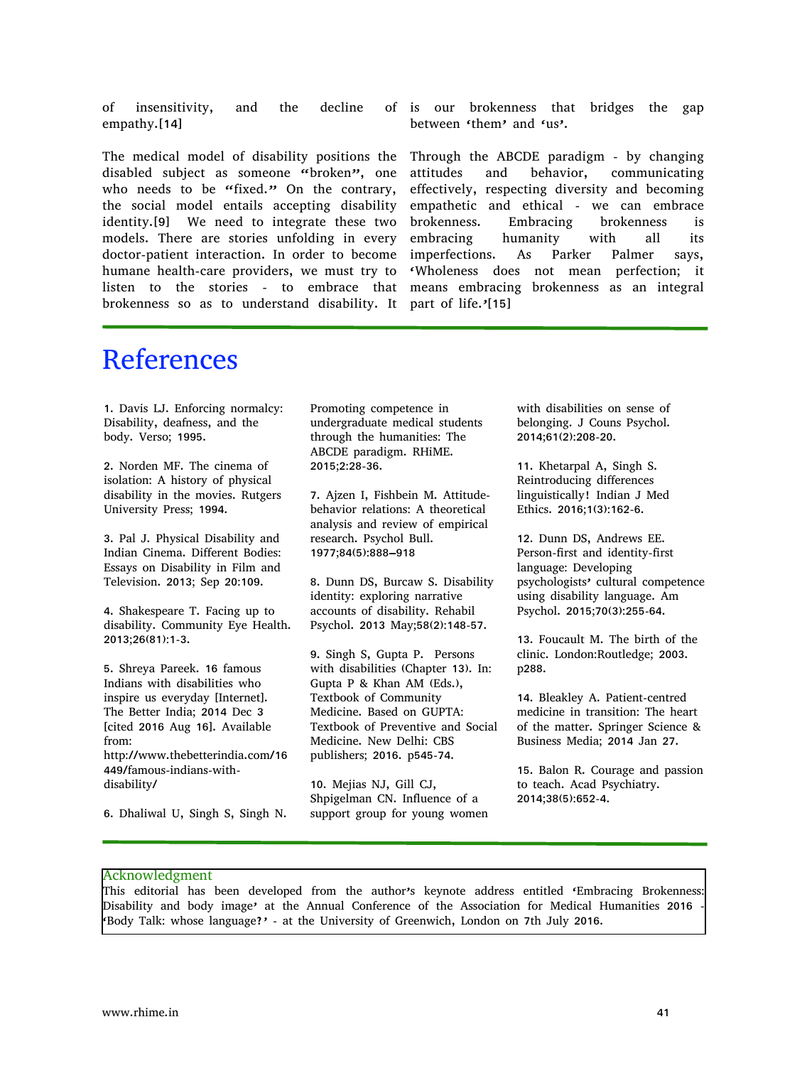of insensitivity, and the decline of empathy.[14]

The medical model of disability positions the disabled subject as someone "broken", one who needs to be "fixed." On the contrary, the social model entails accepting disability identity.[9] We need to integrate these two models. There are stories unfolding in every doctor-patient interaction. In order to become humane health-care providers, we must try to listen to the stories - to embrace that brokenness so as to understand disability. It is our brokenness that bridges the gap between 'them' and 'us'.

Through the ABCDE paradigm - by changing attitudes and behavior, communicating effectively, respecting diversity and becoming empathetic and ethical - we can embrace brokenness. Embracing brokenness is embracing humanity with all its imperfections. As Parker Palmer says, 'Wholeness does not mean perfection; it means embracing brokenness as an integral part of life.'[15]

# References

1. Davis LJ. Enforcing normalcy: Disability, deafness, and the body. Verso; 1995.

2. Norden MF. The cinema of isolation: A history of physical disability in the movies. Rutgers University Press; 1994.

3. Pal J. Physical Disability and Indian Cinema. Different Bodies: Essays on Disability in Film and Television. 2013; Sep 20:109.

4. Shakespeare T. Facing up to disability. Community Eye Health. 2013;26(81):1-3.

5. Shreya Pareek. 16 famous Indians with disabilities who inspire us everyday [Internet]. The Better India; 2014 Dec 3 [cited 2016 Aug 16]. Available from: http://www.thebetterindia.com/16449/famous-indians-with-disability/

6. Dhaliwal U, Singh S, Singh N. Promoting competence in undergraduate medical students through the humanities: The ABCDE paradigm. RHiME. 2015;2:28-36.

7. Ajzen I, Fishbein M. Attitude-behavior relations: A theoretical analysis and review of empirical research. Psychol Bull. 1977;84(5):888–918

8. Dunn DS, Burcaw S. Disability identity: exploring narrative accounts of disability. Rehabil Psychol. 2013 May;58(2):148-57.

9. Singh S, Gupta P. Persons with disabilities (Chapter 13). In: Gupta P & Khan AM (Eds.), Textbook of Community Medicine. Based on GUPTA: Textbook of Preventive and Social Medicine. New Delhi: CBS publishers; 2016. p545-74.

10. Mejias NJ, Gill CJ, Shpigelman CN. Influence of a support group for young women with disabilities on sense of belonging. J Couns Psychol. 2014;61(2):208-20.

11. Khetarpal A, Singh S. Reintroducing differences linguistically! Indian J Med Ethics. 2016;1(3):162-6.

12. Dunn DS, Andrews EE. Person-first and identity-first language: Developing psychologists' cultural competence using disability language. Am Psychol. 2015;70(3):255-64.

13. Foucault M. The birth of the clinic. London:Routledge; 2003. p288.

14. Bleakley A. Patient-centred medicine in transition: The heart of the matter. Springer Science & Business Media; 2014 Jan 27.

15. Balon R. Courage and passion to teach. Acad Psychiatry. 2014;38(5):652-4.

## Acknowledgment

This editorial has been developed from the author's keynote address entitled 'Embracing Brokenness: Disability and body image' at the Annual Conference of the Association for Medical Humanities 2016 - 'Body Talk: whose language?' - at the University of Greenwich, London on 7th July 2016.